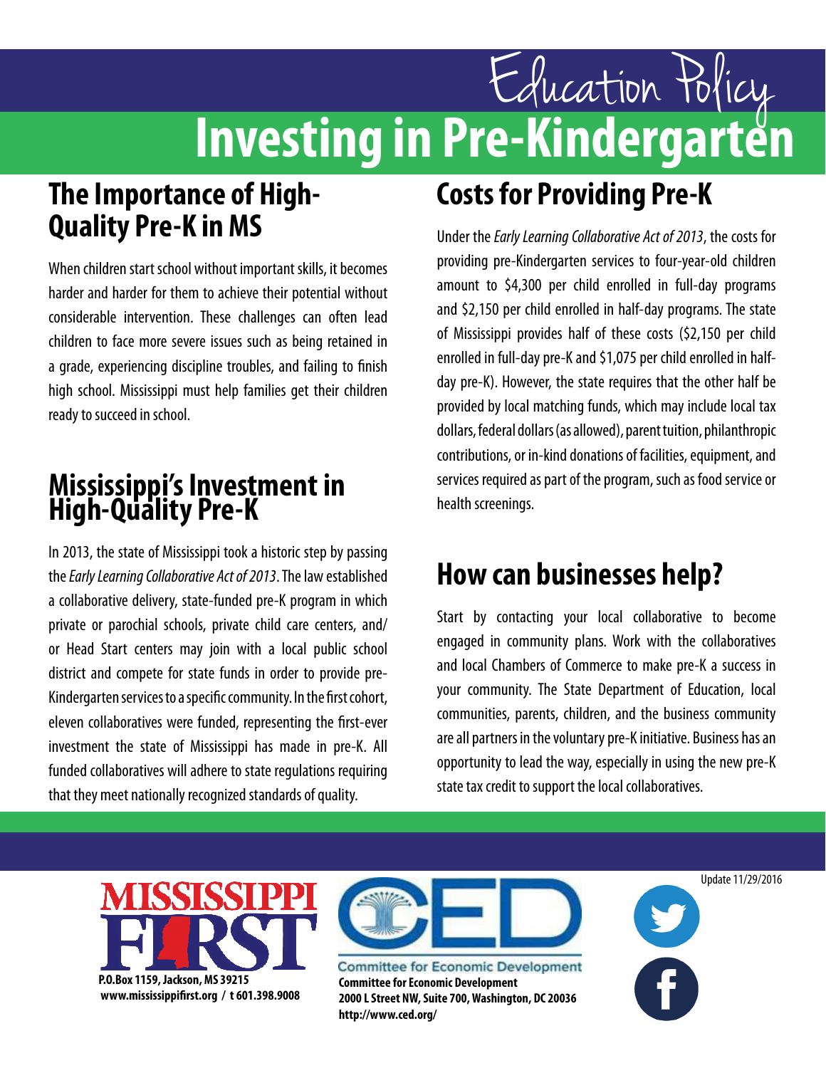# Education Policy

# Investing in Pre-Kindergarten

## The Importance of High-Quality Pre-K in MS

When children start school without important skills, it becomes harder and harder for them to achieve their potential without considerable intervention. These challenges can often lead children to face more severe issues such as being retained in a grade, experiencing discipline troubles, and failing to finish high school. Mississippi must help families get their children ready to succeed in school.

## Mississippi's Investment in High-Quality Pre-K

In 2013, the state of Mississippi took a historic step by passing the *Early Learning Collaborative Act of 2013*. The law established a collaborative delivery, state-funded pre-K program in which private or parochial schools, private child care centers, and/or Head Start centers may join with a local public school district and compete for state funds in order to provide pre-Kindergarten services to a specific community. In the first cohort, eleven collaboratives were funded, representing the first-ever investment the state of Mississippi has made in pre-K. All funded collaboratives will adhere to state regulations requiring that they meet nationally recognized standards of quality.

## Costs for Providing Pre-K

Under the *Early Learning Collaborative Act of 2013*, the costs for providing pre-Kindergarten services to four-year-old children amount to $4,300 per child enrolled in full-day programs and $2,150 per child enrolled in half-day programs. The state of Mississippi provides half of these costs ($2,150 per child enrolled in full-day pre-K and $1,075 per child enrolled in half-day pre-K). However, the state requires that the other half be provided by local matching funds, which may include local tax dollars, federal dollars (as allowed), parent tuition, philanthropic contributions, or in-kind donations of facilities, equipment, and services required as part of the program, such as food service or health screenings.

## How can businesses help?

Start by contacting your local collaborative to become engaged in community plans. Work with the collaboratives and local Chambers of Commerce to make pre-K a success in your community. The State Department of Education, local communities, parents, children, and the business community are all partners in the voluntary pre-K initiative. Business has an opportunity to lead the way, especially in using the new pre-K state tax credit to support the local collaboratives.

MISSISSIPPI FIRST
P.O.Box 1159, Jackson, MS 39215
www.mississippifirst.org / t 601.398.9008

CED
Committee for Economic Development
Committee for Economic Development
2000 L Street NW, Suite 700, Washington, DC 20036
http://www.ced.org/

Update 11/29/2016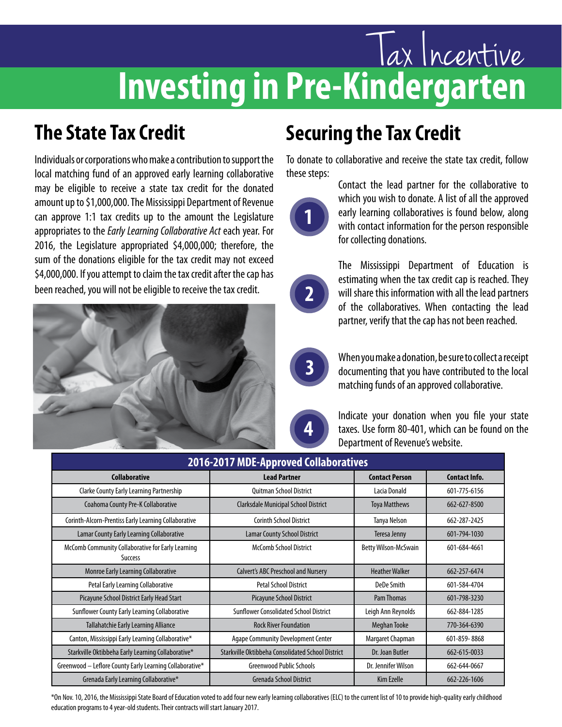# Tax Incentive

# Investing in Pre-Kindergarten

## The State Tax Credit

Individuals or corporations who make a contribution to support the local matching fund of an approved early learning collaborative may be eligible to receive a state tax credit for the donated amount up to $1,000,000. The Mississippi Department of Revenue can approve 1:1 tax credits up to the amount the Legislature appropriates to the *Early Learning Collaborative Act* each year. For 2016, the Legislature appropriated $4,000,000; therefore, the sum of the donations eligible for the tax credit may not exceed $4,000,000. If you attempt to claim the tax credit after the cap has been reached, you will not be eligible to receive the tax credit.

## Securing the Tax Credit

To donate to collaborative and receive the state tax credit, follow these steps:

1. Contact the lead partner for the collaborative to which you wish to donate. A list of all the approved early learning collaboratives is found below, along with contact information for the person responsible for collecting donations.
2. The Mississippi Department of Education is estimating when the tax credit cap is reached. They will share this information with all the lead partners of the collaboratives. When contacting the lead partner, verify that the cap has not been reached.
3. When you make a donation, be sure to collect a receipt documenting that you have contributed to the local matching funds of an approved collaborative.
4. Indicate your donation when you file your state taxes. Use form 80-401, which can be found on the Department of Revenue's website.

**2016-2017 MDE-Approved Collaboratives**

| Collaborative | Lead Partner | Contact Person | Contact Info. |
|---|---|---|---|
| Clarke County Early Learning Partnership | Quitman School District | Lacia Donald | 601-775-6156 |
| Coahoma County Pre-K Collaborative | Clarksdale Municipal School District | Toya Matthews | 662-627-8500 |
| Corinth-Alcorn-Prentiss Early Learning Collaborative | Corinth School District | Tanya Nelson | 662-287-2425 |
| Lamar County Early Learning Collaborative | Lamar County School District | Teresa Jenny | 601-794-1030 |
| McComb Community Collaborative for Early Learning Success | McComb School District | Betty Wilson-McSwain | 601-684-4661 |
| Monroe Early Learning Collaborative | Calvert's ABC Preschool and Nursery | Heather Walker | 662-257-6474 |
| Petal Early Learning Collaborative | Petal School District | DeDe Smith | 601-584-4704 |
| Picayune School District Early Head Start | Picayune School District | Pam Thomas | 601-798-3230 |
| Sunflower County Early Learning Collaborative | Sunflower Consolidated School District | Leigh Ann Reynolds | 662-884-1285 |
| Tallahatchie Early Learning Alliance | Rock River Foundation | Meghan Tooke | 770-364-6390 |
| Canton, Mississippi Early Learning Collaborative* | Agape Community Development Center | Margaret Chapman | 601-859- 8868 |
| Starkville Oktibbeha Early Learning Collaborative* | Starkville Oktibbeha Consolidated School District | Dr. Joan Butler | 662-615-0033 |
| Greenwood – Leflore County Early Learning Collaborative* | Greenwood Public Schools | Dr. Jennifer Wilson | 662-644-0667 |
| Grenada Early Learning Collaborative* | Grenada School District | Kim Ezelle | 662-226-1606 |

*On Nov. 10, 2016, the Mississippi State Board of Education voted to add four new early learning collaboratives (ELC) to the current list of 10 to provide high-quality early childhood education programs to 4 year-old students. Their contracts will start January 2017.